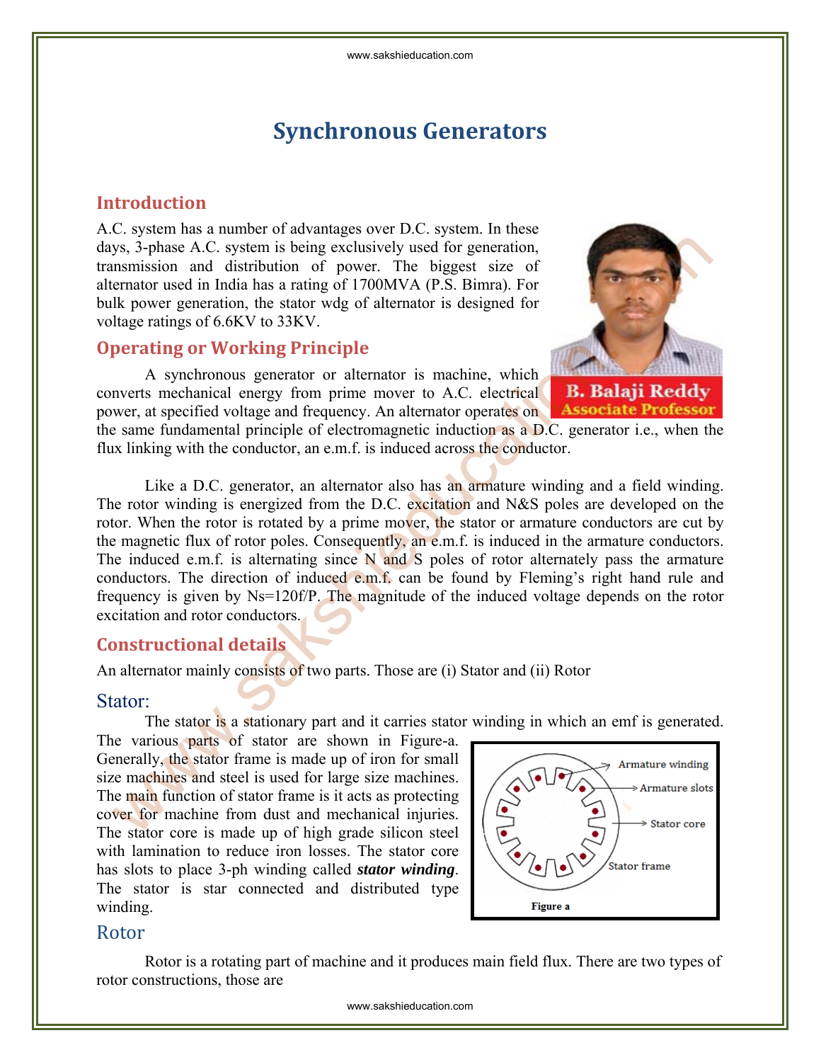# Synchronous Generators

## Introduction

A.C. system has a number of advantages over D.C. system. In these days, 3-phase A.C. system is being exclusively used for generation, transmission and distribution of power. The biggest size of alternator used in India has a rating of 1700MVA (P.S. Bimra). For bulk power generation, the stator wdg of alternator is designed for voltage ratings of 6.6KV to 33KV.

B. Balaji Reddy
Associate Professor

## Operating or Working Principle

A synchronous generator or alternator is machine, which converts mechanical energy from prime mover to A.C. electrical power, at specified voltage and frequency. An alternator operates on the same fundamental principle of electromagnetic induction as a D.C. generator i.e., when the flux linking with the conductor, an e.m.f. is induced across the conductor.

Like a D.C. generator, an alternator also has an armature winding and a field winding. The rotor winding is energized from the D.C. excitation and N&S poles are developed on the rotor. When the rotor is rotated by a prime mover, the stator or armature conductors are cut by the magnetic flux of rotor poles. Consequently, an e.m.f. is induced in the armature conductors. The induced e.m.f. is alternating since N and S poles of rotor alternately pass the armature conductors. The direction of induced e.m.f. can be found by Fleming's right hand rule and frequency is given by $N_s=120f/P$. The magnitude of the induced voltage depends on the rotor excitation and rotor conductors.

## Constructional details

An alternator mainly consists of two parts. Those are (i) Stator and (ii) Rotor

### Stator:

The stator is a stationary part and it carries stator winding in which an emf is generated. The various parts of stator are shown in Figure-a. Generally, the stator frame is made up of iron for small size machines and steel is used for large size machines. The main function of stator frame is it acts as protecting cover for machine from dust and mechanical injuries. The stator core is made up of high grade silicon steel with lamination to reduce iron losses. The stator core has slots to place 3-ph winding called ***stator winding***. The stator is star connected and distributed type winding.

Armature winding
Armature slots
Stator core
Stator frame

Figure a

### Rotor

Rotor is a rotating part of machine and it produces main field flux. There are two types of rotor constructions, those are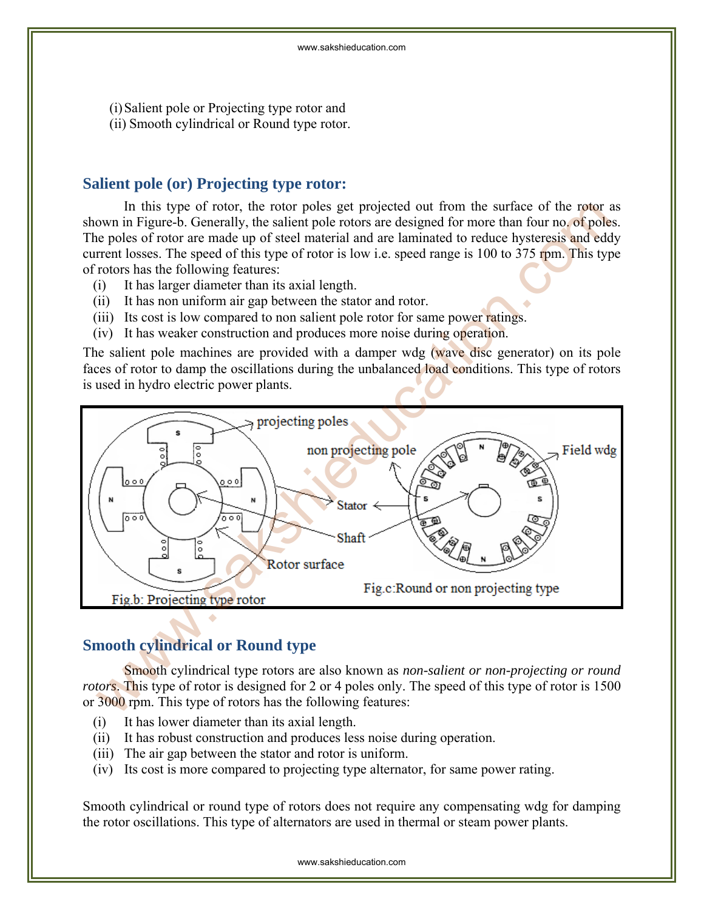(i) Salient pole or Projecting type rotor and
(ii) Smooth cylindrical or Round type rotor.

## Salient pole (or) Projecting type rotor:

In this type of rotor, the rotor poles get projected out from the surface of the rotor as shown in Figure-b. Generally, the salient pole rotors are designed for more than four no. of poles. The poles of rotor are made up of steel material and are laminated to reduce hysteresis and eddy current losses. The speed of this type of rotor is low i.e. speed range is 100 to 375 rpm. This type of rotors has the following features:

(i) It has larger diameter than its axial length.
(ii) It has non uniform air gap between the stator and rotor.
(iii) Its cost is low compared to non salient pole rotor for same power ratings.
(iv) It has weaker construction and produces more noise during operation.

The salient pole machines are provided with a damper wdg (wave disc generator) on its pole faces of rotor to damp the oscillations during the unbalanced load conditions. This type of rotors is used in hydro electric power plants.

Fig.b: Projecting type rotor

Fig.c: Round or non projecting type

## Smooth cylindrical or Round type

Smooth cylindrical type rotors are also known as *non-salient or non-projecting or round rotors*. This type of rotor is designed for 2 or 4 poles only. The speed of this type of rotor is 1500 or 3000 rpm. This type of rotors has the following features:

(i) It has lower diameter than its axial length.
(ii) It has robust construction and produces less noise during operation.
(iii) The air gap between the stator and rotor is uniform.
(iv) Its cost is more compared to projecting type alternator, for same power rating.

Smooth cylindrical or round type of rotors does not require any compensating wdg for damping the rotor oscillations. This type of alternators are used in thermal or steam power plants.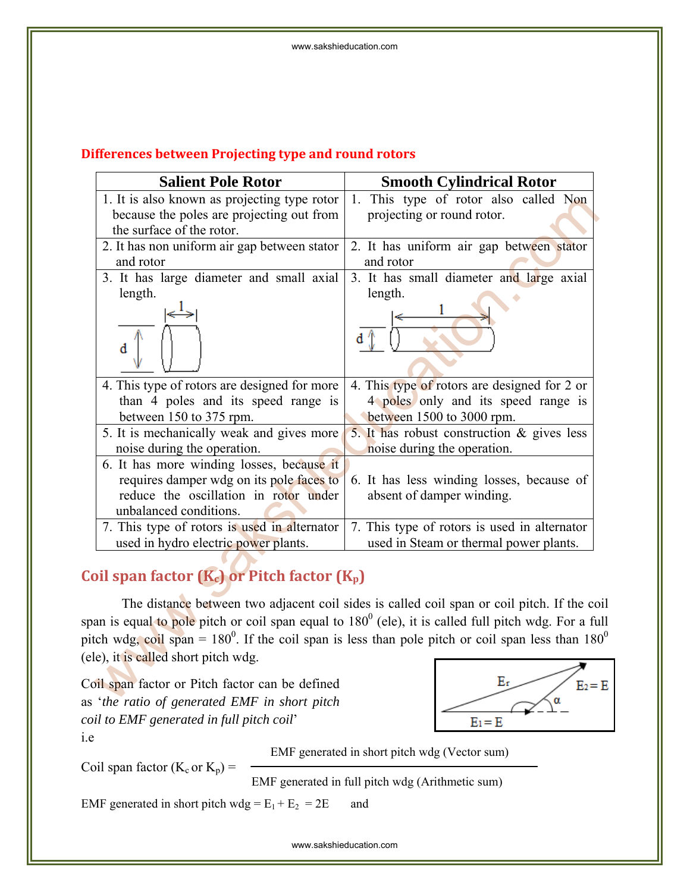### Differences between Projecting type and round rotors

| Salient Pole Rotor | Smooth Cylindrical Rotor |
|---|---|
| 1. It is also known as projecting type rotor because the poles are projecting out from the surface of the rotor. | 1. This type of rotor also called Non projecting or round rotor. |
| 2. It has non uniform air gap between stator and rotor | 2. It has uniform air gap between stator and rotor |
| 3. It has large diameter and small axial length. | 3. It has small diameter and large axial length. |
| 4. This type of rotors are designed for more than 4 poles and its speed range is between 150 to 375 rpm. | 4. This type of rotors are designed for 2 or 4 poles only and its speed range is between 1500 to 3000 rpm. |
| 5. It is mechanically weak and gives more noise during the operation. | 5. It has robust construction & gives less noise during the operation. |
| 6. It has more winding losses, because it requires damper wdg on its pole faces to reduce the oscillation in rotor under unbalanced conditions. | 6. It has less winding losses, because of absent of damper winding. |
| 7. This type of rotors is used in alternator used in hydro electric power plants. | 7. This type of rotors is used in alternator used in Steam or thermal power plants. |

### Coil span factor ($K_c$) or Pitch factor ($K_p$)

The distance between two adjacent coil sides is called coil span or coil pitch. If the coil span is equal to pole pitch or coil span equal to $180^0$ (ele), it is called full pitch wdg. For a full pitch wdg, coil span = $180^0$. If the coil span is less than pole pitch or coil span less than $180^0$ (ele), it is called short pitch wdg.

Coil span factor or Pitch factor can be defined as '*the ratio of generated EMF in short pitch coil to EMF generated in full pitch coil*'

i.e

$$\text{Coil span factor } (K_c \text{ or } K_p) = \frac{\text{EMF generated in short pitch wdg (Vector sum)}}{\text{EMF generated in full pitch wdg (Arithmetic sum)}}$$

EMF generated in short pitch wdg = $E_1 + E_2 = 2E$ and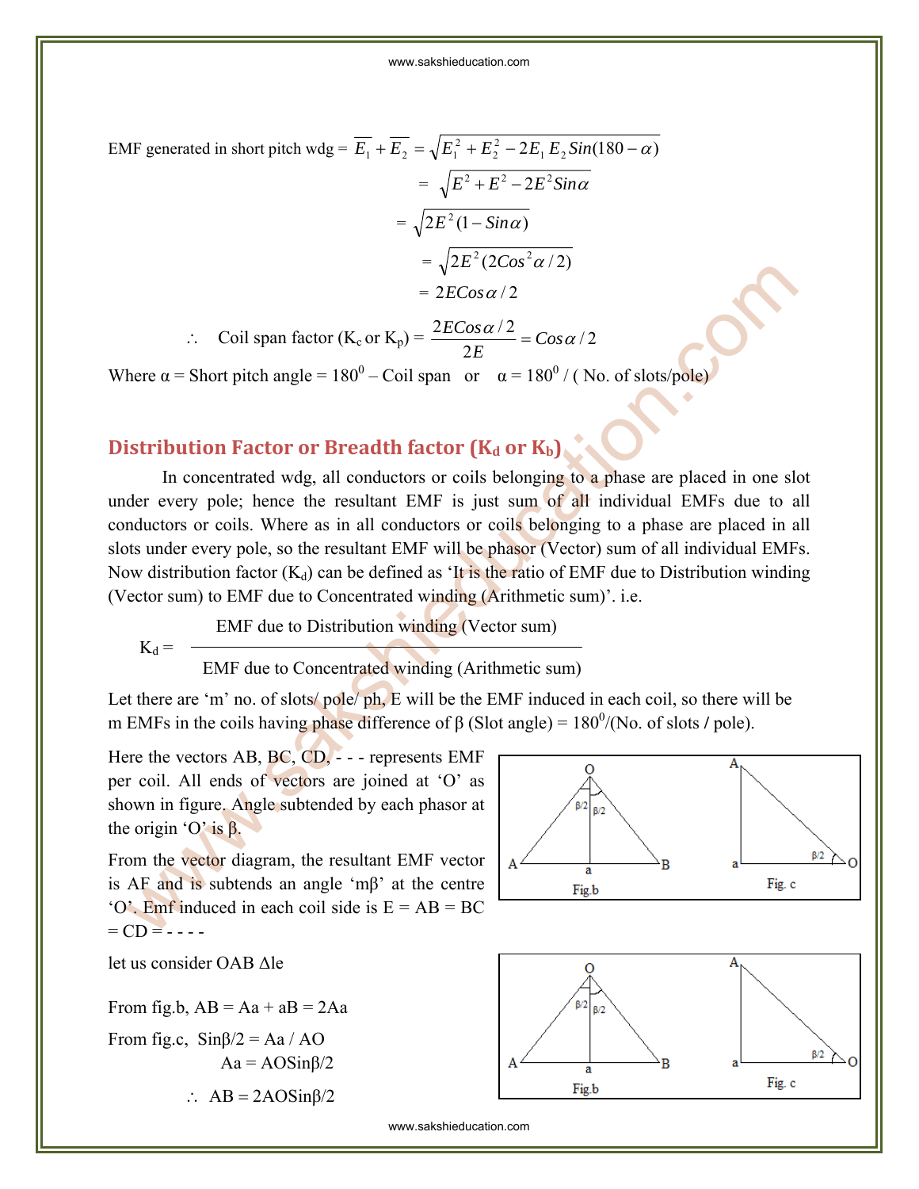EMF generated in short pitch wdg = $\overline{E_1} + \overline{E_2} = \sqrt{E_1^2 + E_2^2 - 2E_1 E_2 Sin(180 - \alpha)}$

$$= \sqrt{E^2 + E^2 - 2E^2 Sin\alpha}$$

$$= \sqrt{2E^2(1 - Sin\alpha)}$$

$$= \sqrt{2E^2(2Cos^2\alpha/2)}$$

$$= 2ECos\alpha/2$$

$\therefore$ Coil span factor ($K_c$ or $K_p$) = $\dfrac{2ECos\alpha/2}{2E} = Cos\alpha/2$

Where α = Short pitch angle = $180^0$ – Coil span or α = $180^0$ / ( No. of slots/pole)

## Distribution Factor or Breadth factor ($K_d$ or $K_b$)

In concentrated wdg, all conductors or coils belonging to a phase are placed in one slot under every pole; hence the resultant EMF is just sum of all individual EMFs due to all conductors or coils. Where as in all conductors or coils belonging to a phase are placed in all slots under every pole, so the resultant EMF will be phasor (Vector) sum of all individual EMFs. Now distribution factor ($K_d$) can be defined as 'It is the ratio of EMF due to Distribution winding (Vector sum) to EMF due to Concentrated winding (Arithmetic sum)'. i.e.

$$K_d = \frac{\text{EMF due to Distribution winding (Vector sum)}}{\text{EMF due to Concentrated winding (Arithmetic sum)}}$$

Let there are 'm' no. of slots/ pole/ ph, E will be the EMF induced in each coil, so there will be m EMFs in the coils having phase difference of β (Slot angle) = $180^0$/(No. of slots / pole).

Here the vectors AB, BC, CD, - - - represents EMF per coil. All ends of vectors are joined at 'O' as shown in figure. Angle subtended by each phasor at the origin 'O' is β.

From the vector diagram, the resultant EMF vector is AF and is subtends an angle 'mβ' at the centre 'O'. Emf induced in each coil side is E = AB = BC = CD = - - - -

Fig.b Fig. c

let us consider OAB Δle

From fig.b, AB = Aa + aB = 2Aa

From fig.c, Sinβ/2 = Aa / AO

Aa = AOSinβ/2

$\therefore$ AB = 2AOSinβ/2

Fig.b Fig. c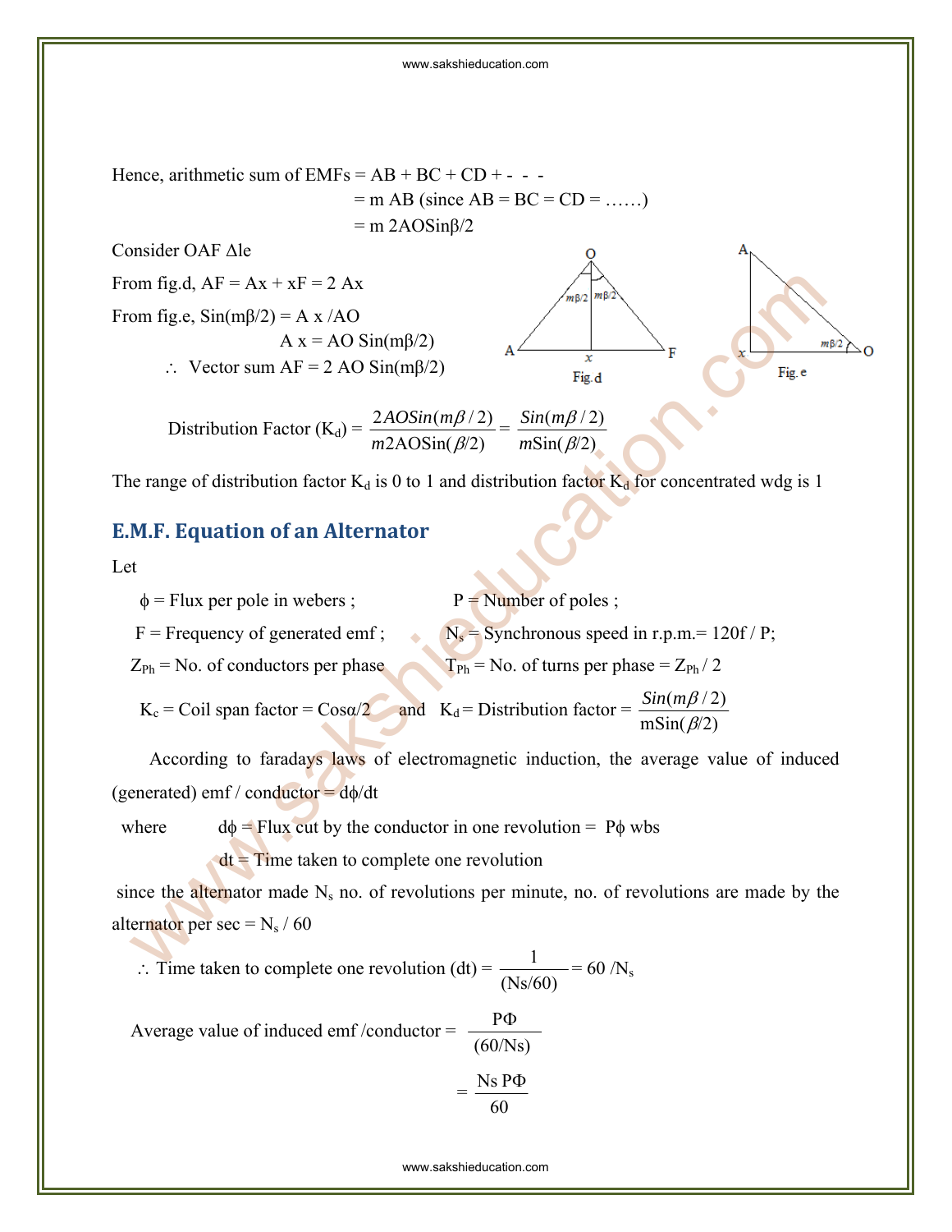Hence, arithmetic sum of EMFs = AB + BC + CD + - - -

= m AB (since AB = BC = CD = ……)

= m 2AOSinβ/2

Consider OAF Δle

From fig.d, AF = Ax + xF = 2 Ax

From fig.e, $\sin(m\beta/2) = Ax / AO$

$Ax = AO \sin(m\beta/2)$

∴ Vector sum $AF = 2\, AO \sin(m\beta/2)$

Fig.d

Fig.e

$$\text{Distribution Factor } (K_d) = \frac{2AO\sin(m\beta/2)}{m2AO\sin(\beta/2)} = \frac{\sin(m\beta/2)}{m\sin(\beta/2)}$$

The range of distribution factor $K_d$ is 0 to 1 and distribution factor $K_d$ for concentrated wdg is 1

## E.M.F. Equation of an Alternator

Let

- $\phi$ = Flux per pole in webers ;
- P = Number of poles ;
- F = Frequency of generated emf ;
- $N_s$ = Synchronous speed in r.p.m.= 120f / P;
- $Z_{Ph}$ = No. of conductors per phase
- $T_{Ph}$ = No. of turns per phase = $Z_{Ph} / 2$
- $K_c$ = Coil span factor = $\cos\alpha/2$ and $K_d$ = Distribution factor = $\frac{\sin(m\beta/2)}{m\sin(\beta/2)}$

According to faradays laws of electromagnetic induction, the average value of induced (generated) emf / conductor = $d\phi/dt$

where $d\phi$ = Flux cut by the conductor in one revolution = $P\phi$ wbs

$dt$ = Time taken to complete one revolution

since the alternator made $N_s$ no. of revolutions per minute, no. of revolutions are made by the alternator per sec = $N_s / 60$

$$\therefore \text{Time taken to complete one revolution (dt)} = \frac{1}{(N_s/60)} = 60/N_s$$

$$\text{Average value of induced emf /conductor} = \frac{P\Phi}{(60/N_s)}$$

$$= \frac{N_s P\Phi}{60}$$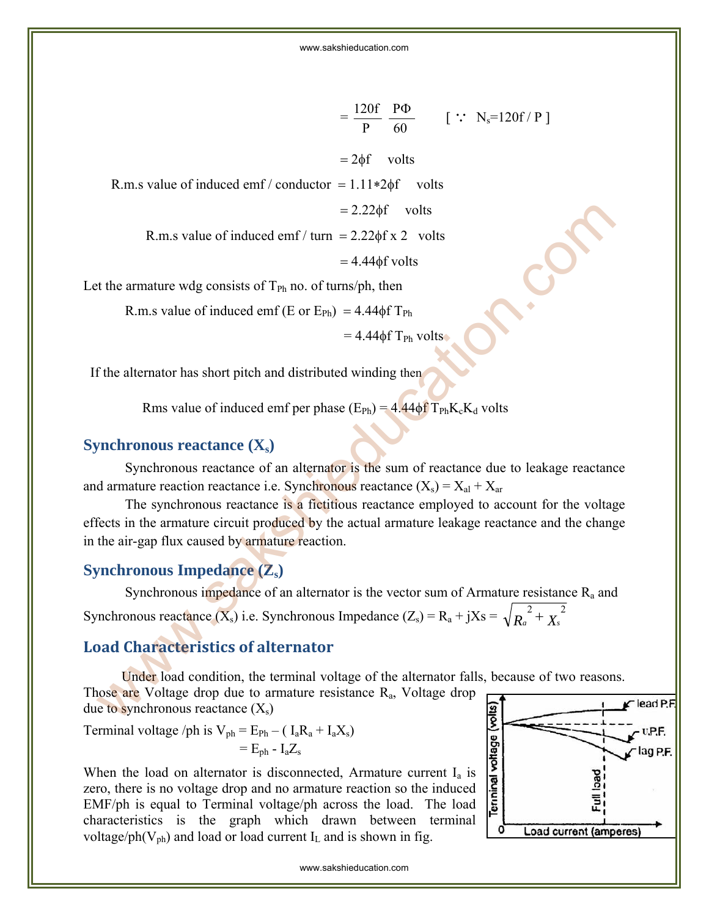$$= \frac{120f}{P} \frac{P\Phi}{60} \qquad [\because \ N_s = 120f / P]$$

$= 2\phi f$ volts

R.m.s value of induced emf / conductor $= 1.11 * 2\phi f$ volts

$= 2.22\phi f$ volts

R.m.s value of induced emf / turn $= 2.22\phi f \times 2$ volts

$= 4.44\phi f$ volts

Let the armature wdg consists of $T_{Ph}$ no. of turns/ph, then

R.m.s value of induced emf (E or $E_{Ph}$) $= 4.44\phi f \, T_{Ph}$

$= 4.44\phi f \, T_{Ph}$ volts

If the alternator has short pitch and distributed winding then

Rms value of induced emf per phase ($E_{Ph}$) $= 4.44\phi f \, T_{Ph} K_c K_d$ volts

## Synchronous reactance ($X_s$)

Synchronous reactance of an alternator is the sum of reactance due to leakage reactance and armature reaction reactance i.e. Synchronous reactance ($X_s$) $= X_{al} + X_{ar}$

The synchronous reactance is a fictitious reactance employed to account for the voltage effects in the armature circuit produced by the actual armature leakage reactance and the change in the air-gap flux caused by armature reaction.

## Synchronous Impedance ($Z_s$)

Synchronous impedance of an alternator is the vector sum of Armature resistance $R_a$ and Synchronous reactance ($X_s$) i.e. Synchronous Impedance ($Z_s$) $= R_a + jX_s = \sqrt{R_a^2 + X_s^2}$

## Load Characteristics of alternator

Under load condition, the terminal voltage of the alternator falls, because of two reasons. Those are Voltage drop due to armature resistance $R_a$, Voltage drop due to synchronous reactance ($X_s$)

Terminal voltage /ph is $V_{ph} = E_{Ph} - (I_a R_a + I_a X_s)$

$= E_{ph} - I_a Z_s$

When the load on alternator is disconnected, Armature current $I_a$ is zero, there is no voltage drop and no armature reaction so the induced EMF/ph is equal to Terminal voltage/ph across the load. The load characteristics is the graph which drawn between terminal voltage/ph($V_{ph}$) and load or load current $I_L$ and is shown in fig.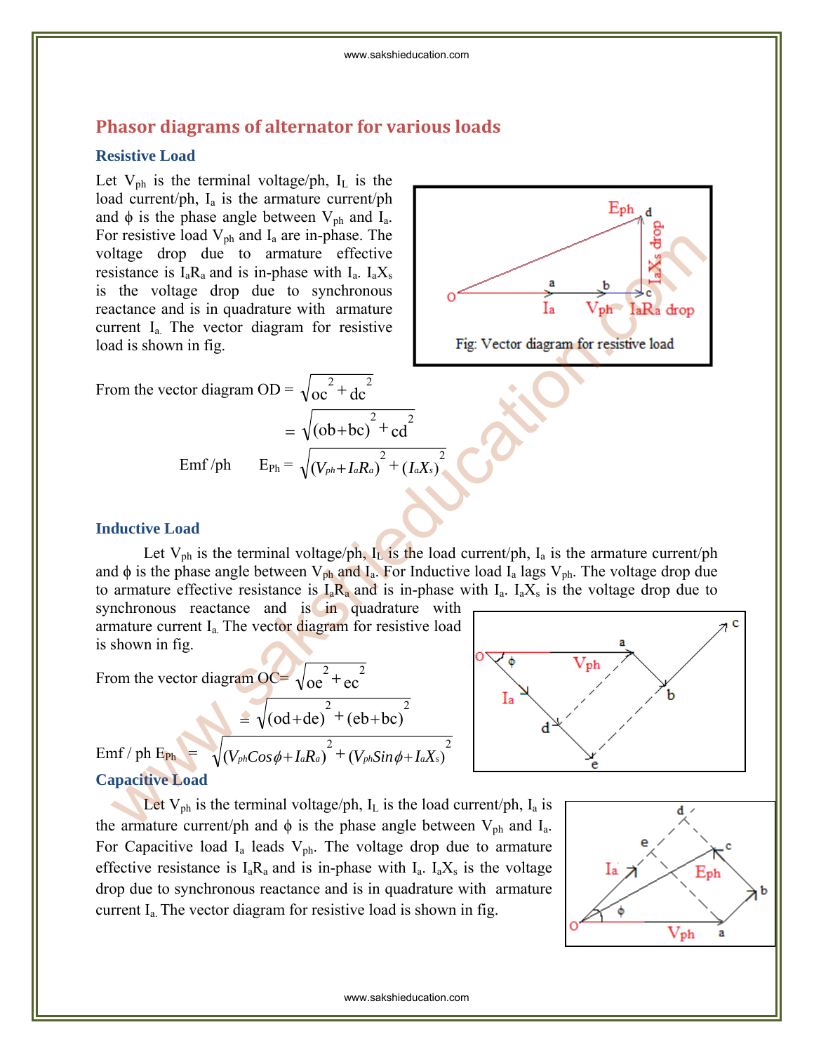## Phasor diagrams of alternator for various loads

### Resistive Load

Let $V_{ph}$ is the terminal voltage/ph, $I_L$ is the load current/ph, $I_a$ is the armature current/ph and $\phi$ is the phase angle between $V_{ph}$ and $I_a$. For resistive load $V_{ph}$ and $I_a$ are in-phase. The voltage drop due to armature effective resistance is $I_aR_a$ and is in-phase with $I_a$. $I_aX_s$ is the voltage drop due to synchronous reactance and is in quadrature with armature current $I_a$. The vector diagram for resistive load is shown in fig.

Fig: Vector diagram for resistive load

From the vector diagram $OD = \sqrt{oc^2 + dc^2}$

$$= \sqrt{(ob+bc)^2 + cd^2}$$

Emf /ph $\quad E_{Ph} = \sqrt{(V_{ph}+I_aR_a)^2 + (I_aX_s)^2}$

### Inductive Load

Let $V_{ph}$ is the terminal voltage/ph, $I_L$ is the load current/ph, $I_a$ is the armature current/ph and $\phi$ is the phase angle between $V_{ph}$ and $I_a$. For Inductive load $I_a$ lags $V_{ph}$. The voltage drop due to armature effective resistance is $I_aR_a$ and is in-phase with $I_a$. $I_aX_s$ is the voltage drop due to synchronous reactance and is in quadrature with armature current $I_a$. The vector diagram for resistive load is shown in fig.

From the vector diagram $OC = \sqrt{oe^2 + ec^2}$

$$= \sqrt{(od+de)^2 + (eb+bc)^2}$$

Emf / ph $E_{Ph} = \sqrt{(V_{ph}Cos\phi + I_aR_a)^2 + (V_{ph}Sin\phi + I_aX_s)^2}$

### Capacitive Load

Let $V_{ph}$ is the terminal voltage/ph, $I_L$ is the load current/ph, $I_a$ is the armature current/ph and $\phi$ is the phase angle between $V_{ph}$ and $I_a$. For Capacitive load $I_a$ leads $V_{ph}$. The voltage drop due to armature effective resistance is $I_aR_a$ and is in-phase with $I_a$. $I_aX_s$ is the voltage drop due to synchronous reactance and is in quadrature with armature current $I_a$. The vector diagram for resistive load is shown in fig.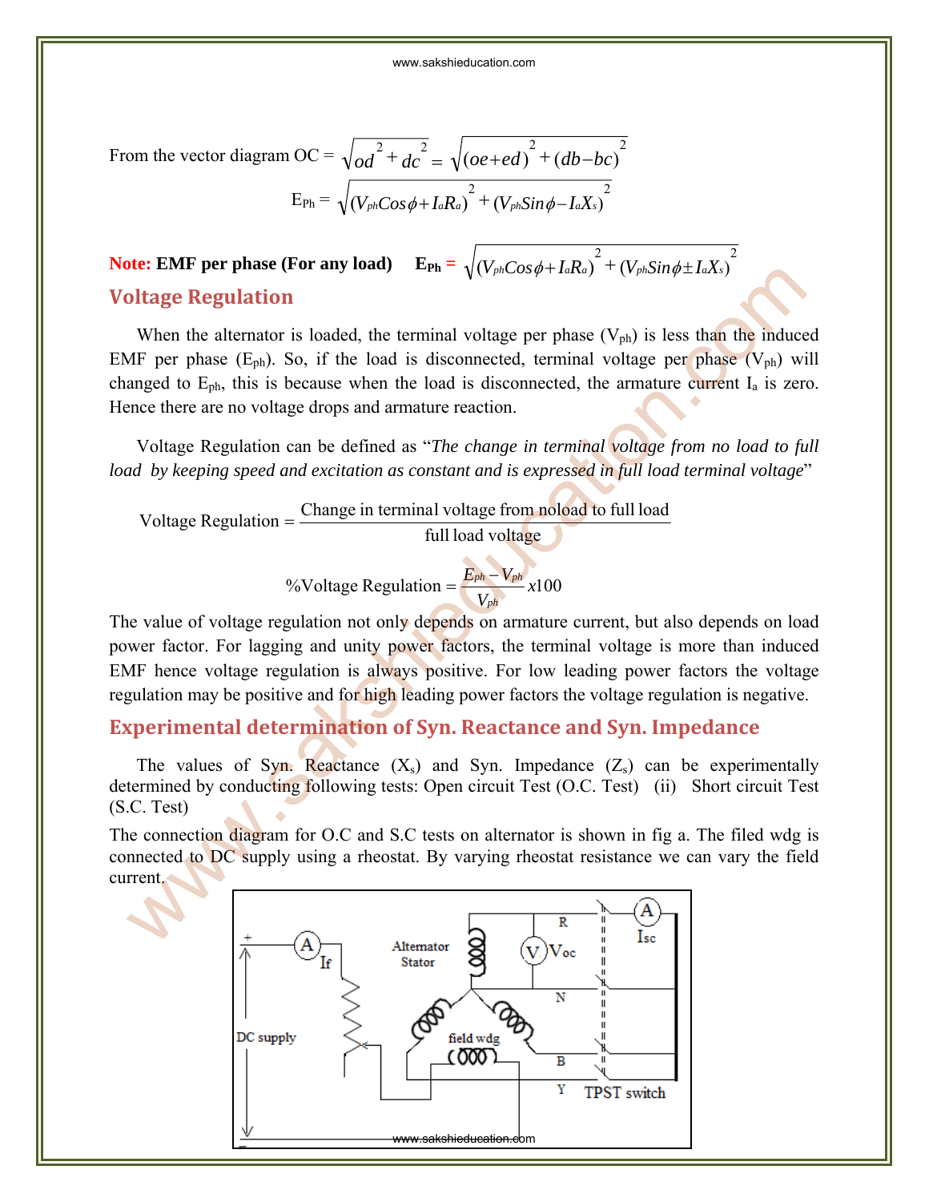From the vector diagram OC = $\sqrt{od^2 + dc^2} = \sqrt{(oe+ed)^2 + (db-bc)^2}$

$$E_{Ph} = \sqrt{(V_{ph}Cos\phi + I_aR_a)^2 + (V_{ph}Sin\phi - I_aX_s)^2}$$

**Note: EMF per phase (For any load)** $\quad E_{Ph} = \sqrt{(V_{ph}Cos\phi + I_aR_a)^2 + (V_{ph}Sin\phi \pm I_aX_s)^2}$

## Voltage Regulation

When the alternator is loaded, the terminal voltage per phase ($V_{ph}$) is less than the induced EMF per phase ($E_{ph}$). So, if the load is disconnected, terminal voltage per phase ($V_{ph}$) will changed to $E_{ph}$, this is because when the load is disconnected, the armature current $I_a$ is zero. Hence there are no voltage drops and armature reaction.

Voltage Regulation can be defined as "*The change in terminal voltage from no load to full load by keeping speed and excitation as constant and is expressed in full load terminal voltage*"

$$\text{Voltage Regulation} = \frac{\text{Change in terminal voltage from noload to full load}}{\text{full load voltage}}$$

$$\%\text{Voltage Regulation} = \frac{E_{ph} - V_{ph}}{V_{ph}} x100$$

The value of voltage regulation not only depends on armature current, but also depends on load power factor. For lagging and unity power factors, the terminal voltage is more than induced EMF hence voltage regulation is always positive. For low leading power factors the voltage regulation may be positive and for high leading power factors the voltage regulation is negative.

## Experimental determination of Syn. Reactance and Syn. Impedance

The values of Syn. Reactance ($X_s$) and Syn. Impedance ($Z_s$) can be experimentally determined by conducting following tests: Open circuit Test (O.C. Test) (ii) Short circuit Test (S.C. Test)

The connection diagram for O.C and S.C tests on alternator is shown in fig a. The filed wdg is connected to DC supply using a rheostat. By varying rheostat resistance we can vary the field current.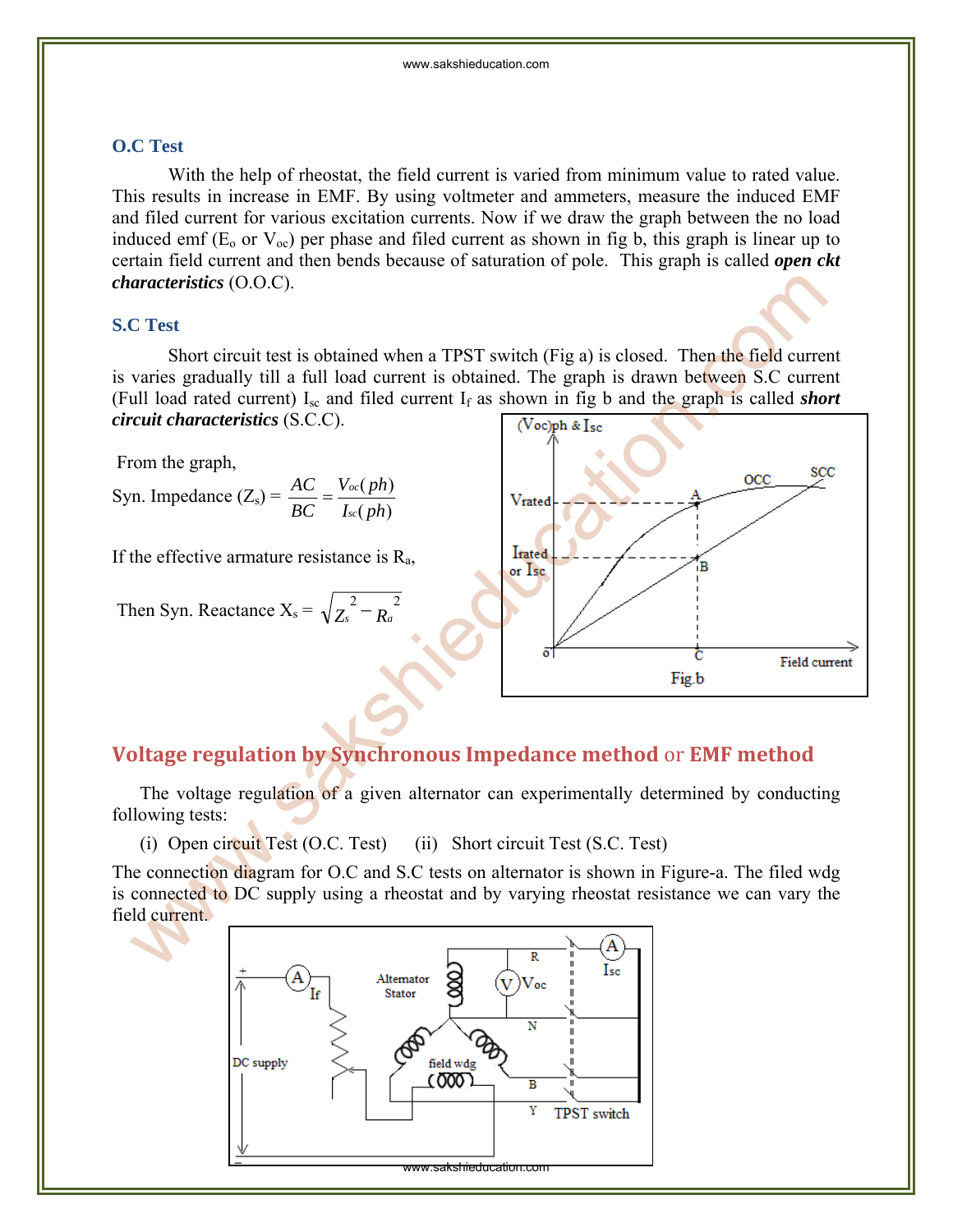### O.C Test

With the help of rheostat, the field current is varied from minimum value to rated value. This results in increase in EMF. By using voltmeter and ammeters, measure the induced EMF and filed current for various excitation currents. Now if we draw the graph between the no load induced emf ($E_o$ or $V_{oc}$) per phase and filed current as shown in fig b, this graph is linear up to certain field current and then bends because of saturation of pole. This graph is called ***open ckt characteristics*** (O.O.C).

### S.C Test

Short circuit test is obtained when a TPST switch (Fig a) is closed. Then the field current is varies gradually till a full load current is obtained. The graph is drawn between S.C current (Full load rated current) $I_{sc}$ and filed current $I_f$ as shown in fig b and the graph is called ***short circuit characteristics*** (S.C.C).

From the graph,

Syn. Impedance $(Z_s) = \dfrac{AC}{BC} = \dfrac{V_{oc}(ph)}{I_{sc}(ph)}$

If the effective armature resistance is $R_a$,

Then Syn. Reactance $X_s = \sqrt{Z_s^2 - R_a^2}$

Fig.b

## Voltage regulation by Synchronous Impedance method or EMF method

The voltage regulation of a given alternator can experimentally determined by conducting following tests:

(i) Open circuit Test (O.C. Test) (ii) Short circuit Test (S.C. Test)

The connection diagram for O.C and S.C tests on alternator is shown in Figure-a. The filed wdg is connected to DC supply using a rheostat and by varying rheostat resistance we can vary the field current.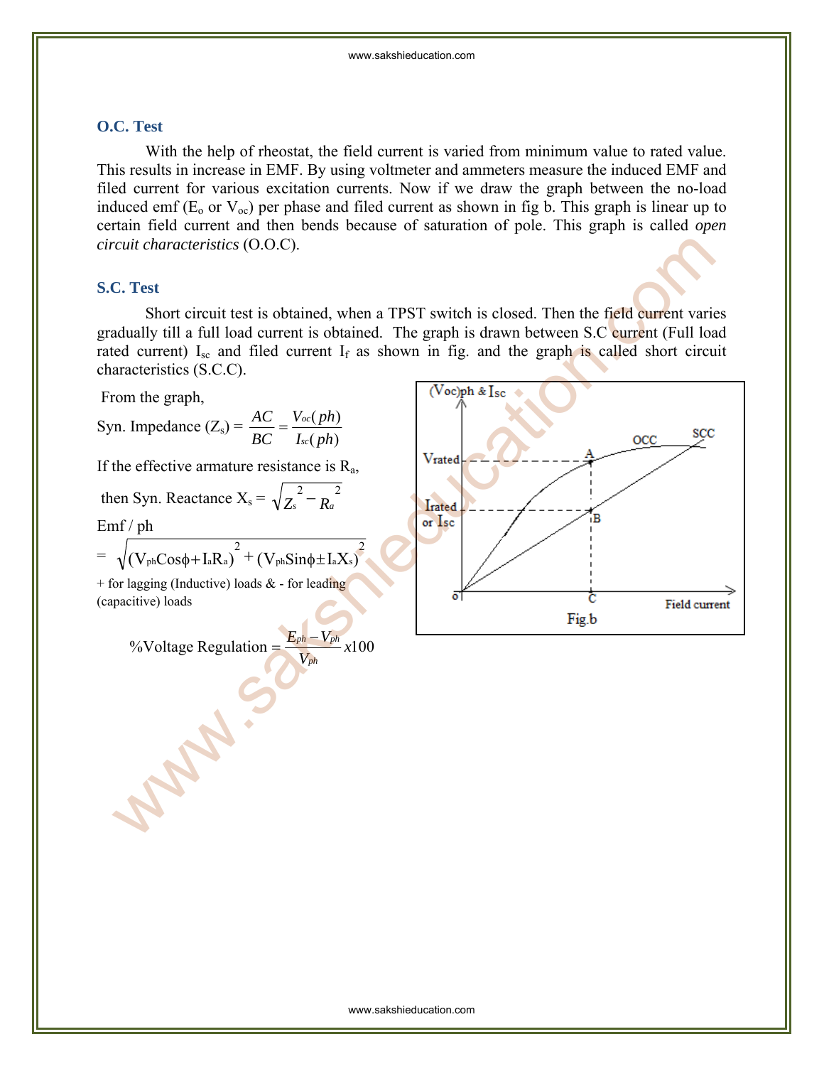### O.C. Test

With the help of rheostat, the field current is varied from minimum value to rated value. This results in increase in EMF. By using voltmeter and ammeters measure the induced EMF and filed current for various excitation currents. Now if we draw the graph between the no-load induced emf ($E_o$ or $V_{oc}$) per phase and filed current as shown in fig b. This graph is linear up to certain field current and then bends because of saturation of pole. This graph is called *open circuit characteristics* (O.O.C).

### S.C. Test

Short circuit test is obtained, when a TPST switch is closed. Then the field current varies gradually till a full load current is obtained. The graph is drawn between S.C current (Full load rated current) $I_{sc}$ and filed current $I_f$ as shown in fig. and the graph is called short circuit characteristics (S.C.C).

From the graph,

Syn. Impedance $(Z_s) = \dfrac{AC}{BC} = \dfrac{V_{oc}(ph)}{I_{sc}(ph)}$

If the effective armature resistance is $R_a$,

then Syn. Reactance $X_s = \sqrt{Z_s^2 - R_a^2}$

Emf / ph

$$= \sqrt{(V_{ph}\text{Cos}\phi + I_aR_a)^2 + (V_{ph}\text{Sin}\phi \pm I_aX_s)^2}$$

+ for lagging (Inductive) loads & - for leading (capacitive) loads

$$\%\text{Voltage Regulation} = \frac{E_{ph} - V_{ph}}{V_{ph}} x100$$

(Voc)ph & Isc

Vrated

Irated or Isc

OCC

SCC

A

B

C

o

Field current

Fig.b